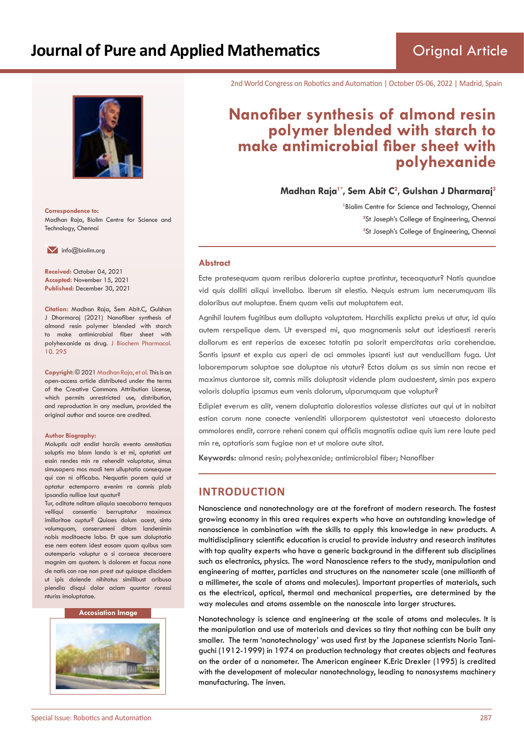# Nanofiber synthesis of almond resin polymer blended with starch to make antimicrobial fiber sheet with polyhexanide

**Madhan Raja[1*], Sem Abit C[2], Gulshan J Dharmaraj[3]**

[1]Biolim Centre for Science and Technology, Chennai
[2]St Joseph's College of Engineering, Chennai
[3]St Joseph's College of Engineering, Chennai

2nd World Congress on Robotics and Automation | October 05-06, 2022 | Madrid, Spain

**Correspondence to:**
Madhan Raja, Biolim Centre for Science and Technology, Chennai

info@biolim.org

**Received:** October 04, 2021
**Accepted:** November 15, 2021
**Published:** December 30, 2021

**Citation:** Madhan Raja, Sem Abit.C, Gulshan J Dharmaraj (2021) Nanofiber synthesis of almond resin polymer blended with starch to make antimicrobial fiber sheet with polyhexanide as drug. J Biochem Pharmacol. 10. 295

**Copyright:** © 2021 Madhan Raja, et al. This is an open-access article distributed under the terms of the Creative Commons Attribution License, which permits unrestricted use, distribution, and reproduction in any medium, provided the original author and source are credited.

**Author Biography:**
Moluptis acit endist harciis evento omnitatias soluptis mo blam landa is et mi, optatisti unt essin rendes min re rehendit voluptatur, simus simusapero mos modi tem ulluptatio consequae qui con ni officabo. Nequatin porem quid ut optatur ectemporro evenim re comnis plab ipsandia nulliae laut quatur?
Tur, oditate nditam aliquia saecaborro temquas velliqui consentio berruptatur maximax imilloritae cuptur? Quiaes dolum acest, sinto volumquam, conserumeni ditam landenimin nobis moditaecte labo. Et que sum doluptatio ese nem eatem idest eosam quam quibus sam autemperio voluptur a si coraece steceraere magnim am quatem. Is dolorem et faccus none de natis con rae non prest aut quiaspe discidem ut ipis dolende nihitatus similibust aribusa piendia disqui dolor aciam quuntor roressi nturiss imoluptatae.

**Accosiation Image**

## Abstract

Ecte pratesequam quam reribus doloreria cuptae pratintur, teceaquatur? Natis quundae vid quis dolliti aliqui invellabo. Iberum sit elestio. Nequis estrum ium necerumquam ilis doloribus aut moluptae. Enem quam velis aut moluptatem eat.

Agnihil lautem fugitibus eum dollupta voluptatem. Harchilis explicta preius ut atur, id quia autem rerspelique dem. Ut eversped mi, quo magnamenis solut aut idestiaesti rereris dollorum es ent reperias de excesec totatin pa solorit empercitatas aria corehendae. Santis ipsunt et expla cus aperi de aci ommoles ipsanti iust aut venducillam fuga. Unt laboremporum soluptae sae doluptae nis utatur? Ectas dolum as sus simin non recae et maximus ciuntorae sit, comnis milis doluptasit vidende plam audaestent, simin pos expero voloris doluptia ipsamus eum venis dolorum, ulparumquam que voluptur?

Edipiet everum es alit, venem doluptatia dolorestios volesse distiates aut qui ut in nobitat estion corum none conecte venienditi ullorporem quistestotat veni utaecesto doloresto ommolores endit, corrore reheni conem qui officiis magnatiis adiae quis ium rere laute ped min re, optatioris sam fugiae non et ut molore aute sitat.

**Keywords:** almond resin; polyhexanide; antimicrobial fiber; Nanofiber

## INTRODUCTION

Nanoscience and nanotechnology are at the forefront of modern research. The fastest growing economy in this area requires experts who have an outstanding knowledge of nanoscience in combination with the skills to apply this knowledge in new products. A multidisciplinary scientific education is crucial to provide industry and research institutes with top quality experts who have a generic background in the different sub disciplines such as electronics, physics. The word Nanoscience refers to the study, manipulation and engineering of matter, particles and structures on the nanometer scale (one millionth of a millimeter, the scale of atoms and molecules). Important properties of materials, such as the electrical, optical, thermal and mechanical properties, are determined by the way molecules and atoms assemble on the nanoscale into larger structures.

Nanotechnology is science and engineering at the scale of atoms and molecules. It is the manipulation and use of materials and devices so tiny that nothing can be built any smaller. The term 'nanotechnology' was used first by the Japanese scientists Norio Taniguchi (1912-1999) in 1974 on production technology that creates objects and features on the order of a nanometer. The American engineer K.Eric Drexler (1995) is credited with the development of molecular nanotechnology, leading to nanosystems machinery manufacturing. The inven.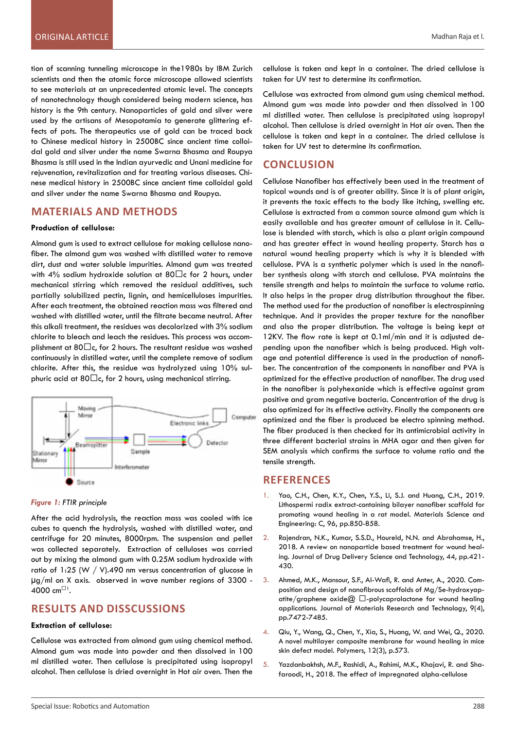tion of scanning tunneling microscope in the1980s by IBM Zurich scientists and then the atomic force microscope allowed scientists to see materials at an unprecedented atomic level. The concepts of nanotechnology though considered being modern science, has history is the 9th century. Nanoparticles of gold and silver were used by the artisans of Mesopotamia to generate glittering effects of pots. The therapeutics use of gold can be traced back to Chinese medical history in 2500BC since ancient time colloidal gold and silver under the name Swarna Bhasma and Roupya Bhasma is still used in the Indian ayurvedic and Unani medicine for rejuvenation, revitalization and for treating various diseases. Chinese medical history in 2500BC since ancient time colloidal gold and silver under the name Swarna Bhasma and Roupya.

## MATERIALS AND METHODS

**Production of cellulose:**

Almond gum is used to extract cellulose for making cellulose nanofiber. The almond gum was washed with distilled water to remove dirt, dust and water soluble impurities. Almond gum was treated with 4% sodium hydroxide solution at 80°c for 2 hours, under mechanical stirring which removed the residual additives, such partially solubilized pectin, lignin, and hemicelluloses impurities. After each treatment, the obtained reaction mass was filtered and washed with distilled water, until the filtrate became neutral. After this alkali treatment, the residues was decolorized with 3% sodium chlorite to bleach and leach the residues. This process was accomplishment at 80°c, for 2 hours. The resultant residue was washed continuously in distilled water, until the complete remove of sodium chlorite. After this, the residue was hydrolyzed using 10% sulphuric acid at 80°c, for 2 hours, using mechanical stirring.

*Figure 1: FTIR principle*

After the acid hydrolysis, the reaction mass was cooled with ice cubes to quench the hydrolysis, washed with distilled water, and centrifuge for 20 minutes, 8000rpm. The suspension and pellet was collected separately. Extraction of celluloses was carried out by mixing the almond gum with 0.25M sodium hydroxide with ratio of 1:25 (W / V).490 nm versus concentration of glucose in µg/ml on X axis. observed in wave number regions of 3300 - 4000 $cm^{-1}$.

## RESULTS AND DISSCUSSIONS

**Extraction of cellulose:**

Cellulose was extracted from almond gum using chemical method. Almond gum was made into powder and then dissolved in 100 ml distilled water. Then cellulose is precipitated using isopropyl alcohol. Then cellulose is dried overnight in Hot air oven. Then the cellulose is taken and kept in a container. The dried cellulose is taken for UV test to determine its confirmation.

Cellulose was extracted from almond gum using chemical method. Almond gum was made into powder and then dissolved in 100 ml distilled water. Then cellulose is precipitated using isopropyl alcohol. Then cellulose is dried overnight in Hot air oven. Then the cellulose is taken and kept in a container. The dried cellulose is taken for UV test to determine its confirmation.

## CONCLUSION

Cellulose Nanofiber has effectively been used in the treatment of topical wounds and is of greater ability. Since it is of plant origin, it prevents the toxic effects to the body like itching, swelling etc. Cellulose is extracted from a common source almond gum which is easily available and has greater amount of cellulose in it. Cellulose is blended with starch, which is also a plant origin compound and has greater effect in wound healing property. Starch has a natural wound healing property which is why it is blended with cellulose. PVA is a synthetic polymer which is used in the nanofiber synthesis along with starch and cellulose. PVA maintains the tensile strength and helps to maintain the surface to volume ratio. It also helps in the proper drug distribution throughout the fiber. The method used for the production of nanofiber is electrospinning technique. And it provides the proper texture for the nanofiber and also the proper distribution. The voltage is being kept at 12KV. The flow rate is kept at 0.1ml/min and it is adjusted depending upon the nanofiber which is being produced. High voltage and potential difference is used in the production of nanofiber. The concentration of the components in nanofiber and PVA is optimized for the effective production of nanofiber. The drug used in the nanofiber is polyhexanide which is effective against gram positive and gram negative bacteria. Concentration of the drug is also optimized for its effective activity. Finally the components are optimized and the fiber is produced be electro spinning method. The fiber produced is then checked for its antimicrobial activity in three different bacterial strains in MHA agar and then given for SEM analysis which confirms the surface to volume ratio and the tensile strength.

## REFERENCES

1. Yao, C.H., Chen, K.Y., Chen, Y.S., Li, S.J. and Huang, C.H., 2019. Lithospermi radix extract-containing bilayer nanofiber scaffold for promoting wound healing in a rat model. Materials Science and Engineering: C, 96, pp.850-858.
2. Rajendran, N.K., Kumar, S.S.D., Houreld, N.N. and Abrahamse, H., 2018. A review on nanoparticle based treatment for wound healing. Journal of Drug Delivery Science and Technology, 44, pp.421-430.
3. Ahmed, M.K., Mansour, S.F., Al-Wafi, R. and Anter, A., 2020. Composition and design of nanofibrous scaffolds of Mg/Se-hydroxyapatite/graphene oxide@ □-polycaprolactone for wound healing applications. Journal of Materials Research and Technology, 9(4), pp.7472-7485.
4. Qiu, Y., Wang, Q., Chen, Y., Xia, S., Huang, W. and Wei, Q., 2020. A novel multilayer composite membrane for wound healing in mice skin defect model. Polymers, 12(3), p.573.
5. Yazdanbakhsh, M.F., Rashidi, A., Rahimi, M.K., Khajavi, R. and Shafaroodi, H., 2018. The effect of impregnated alpha-cellulose